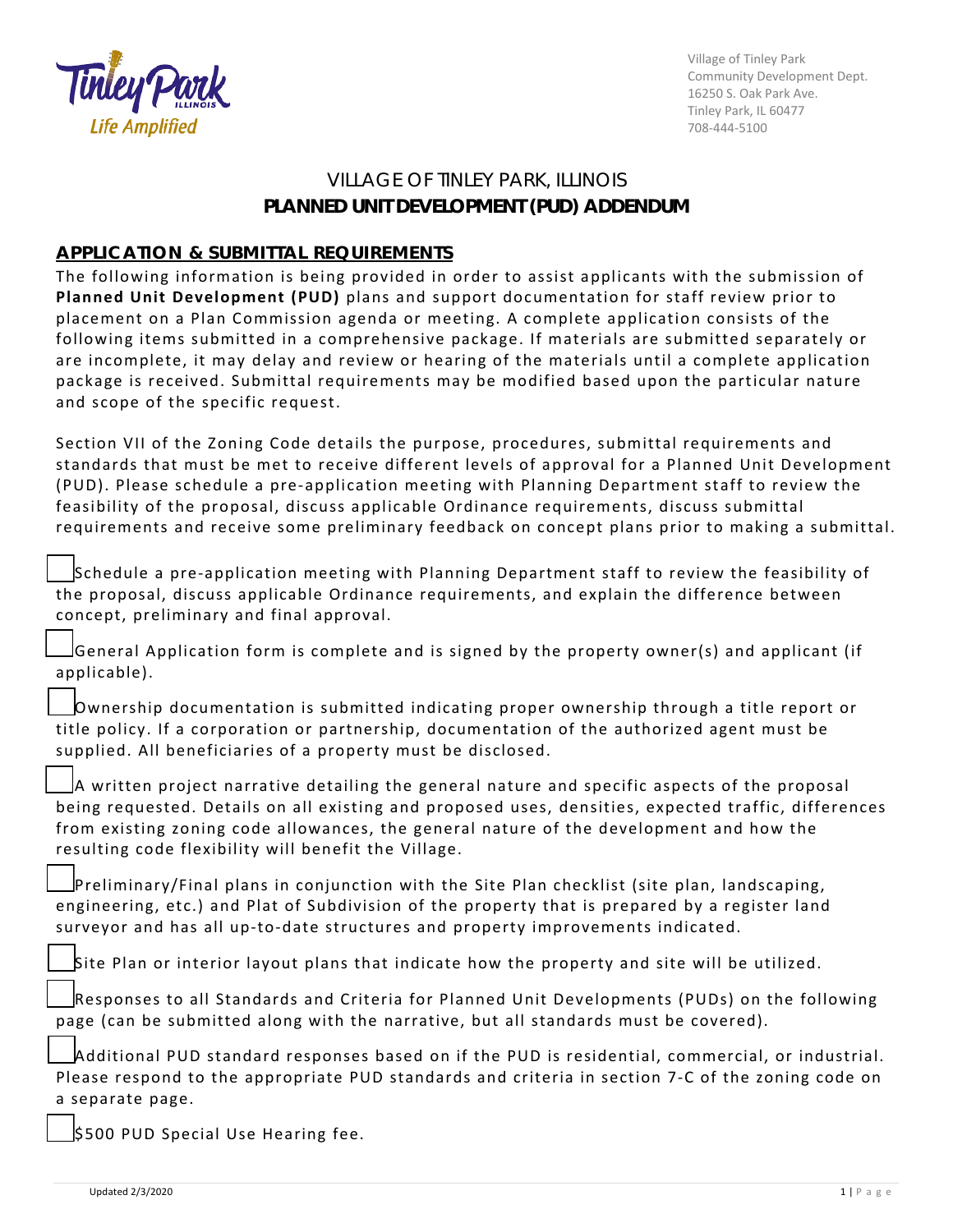Village of Tinley Park
Community Development Dept.
16250 S. Oak Park Ave.
Tinley Park, IL 60477
708-444-5100

# VILLAGE OF TINLEY PARK, ILLINOIS
# PLANNED UNIT DEVELOPMENT (PUD) ADDENDUM

## APPLICATION & SUBMITTAL REQUIREMENTS

The following information is being provided in order to assist applicants with the submission of **Planned Unit Development (PUD)** plans and support documentation for staff review prior to placement on a Plan Commission agenda or meeting. A complete application consists of the following items submitted in a comprehensive package. If materials are submitted separately or are incomplete, it may delay and review or hearing of the materials until a complete application package is received. Submittal requirements may be modified based upon the particular nature and scope of the specific request.

Section VII of the Zoning Code details the purpose, procedures, submittal requirements and standards that must be met to receive different levels of approval for a Planned Unit Development (PUD). Please schedule a pre-application meeting with Planning Department staff to review the feasibility of the proposal, discuss applicable Ordinance requirements, discuss submittal requirements and receive some preliminary feedback on concept plans prior to making a submittal.

- [ ] Schedule a pre-application meeting with Planning Department staff to review the feasibility of the proposal, discuss applicable Ordinance requirements, and explain the difference between concept, preliminary and final approval.
- [ ] General Application form is complete and is signed by the property owner(s) and applicant (if applicable).
- [ ] Ownership documentation is submitted indicating proper ownership through a title report or title policy. If a corporation or partnership, documentation of the authorized agent must be supplied. All beneficiaries of a property must be disclosed.
- [ ] A written project narrative detailing the general nature and specific aspects of the proposal being requested. Details on all existing and proposed uses, densities, expected traffic, differences from existing zoning code allowances, the general nature of the development and how the resulting code flexibility will benefit the Village.
- [ ] Preliminary/Final plans in conjunction with the Site Plan checklist (site plan, landscaping, engineering, etc.) and Plat of Subdivision of the property that is prepared by a register land surveyor and has all up-to-date structures and property improvements indicated.
- [ ] Site Plan or interior layout plans that indicate how the property and site will be utilized.
- [ ] Responses to all Standards and Criteria for Planned Unit Developments (PUDs) on the following page (can be submitted along with the narrative, but all standards must be covered).
- [ ] Additional PUD standard responses based on if the PUD is residential, commercial, or industrial. Please respond to the appropriate PUD standards and criteria in section 7-C of the zoning code on a separate page.
- [ ] $500 PUD Special Use Hearing fee.

Updated 2/3/2020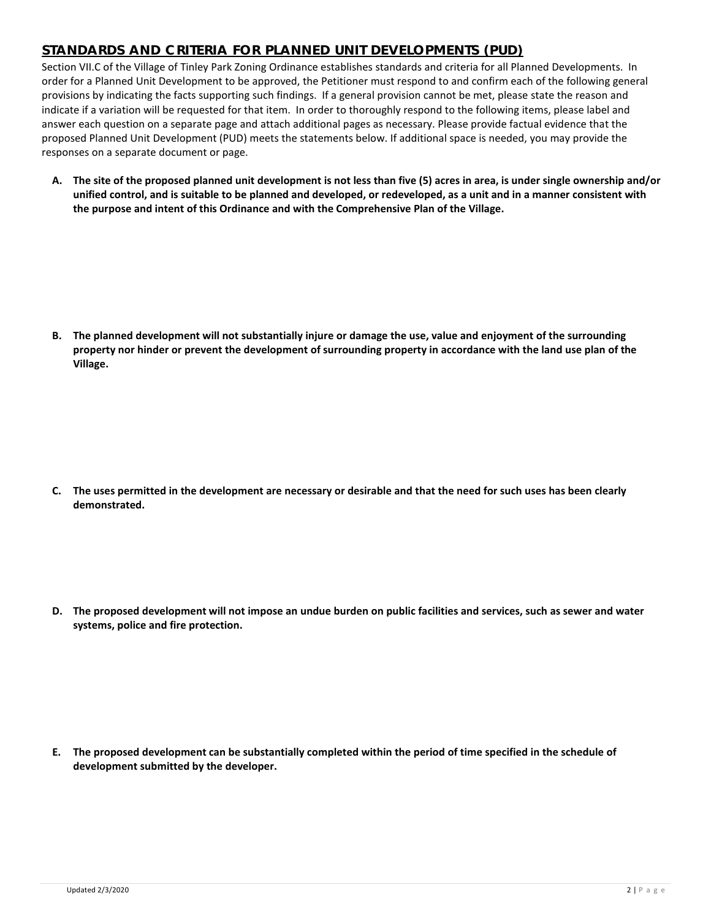## STANDARDS AND CRITERIA FOR PLANNED UNIT DEVELOPMENTS (PUD)

Section VII.C of the Village of Tinley Park Zoning Ordinance establishes standards and criteria for all Planned Developments. In order for a Planned Unit Development to be approved, the Petitioner must respond to and confirm each of the following general provisions by indicating the facts supporting such findings. If a general provision cannot be met, please state the reason and indicate if a variation will be requested for that item. In order to thoroughly respond to the following items, please label and answer each question on a separate page and attach additional pages as necessary. Please provide factual evidence that the proposed Planned Unit Development (PUD) meets the statements below. If additional space is needed, you may provide the responses on a separate document or page.

**A. The site of the proposed planned unit development is not less than five (5) acres in area, is under single ownership and/or unified control, and is suitable to be planned and developed, or redeveloped, as a unit and in a manner consistent with the purpose and intent of this Ordinance and with the Comprehensive Plan of the Village.**

**B. The planned development will not substantially injure or damage the use, value and enjoyment of the surrounding property nor hinder or prevent the development of surrounding property in accordance with the land use plan of the Village.**

**C. The uses permitted in the development are necessary or desirable and that the need for such uses has been clearly demonstrated.**

**D. The proposed development will not impose an undue burden on public facilities and services, such as sewer and water systems, police and fire protection.**

**E. The proposed development can be substantially completed within the period of time specified in the schedule of development submitted by the developer.**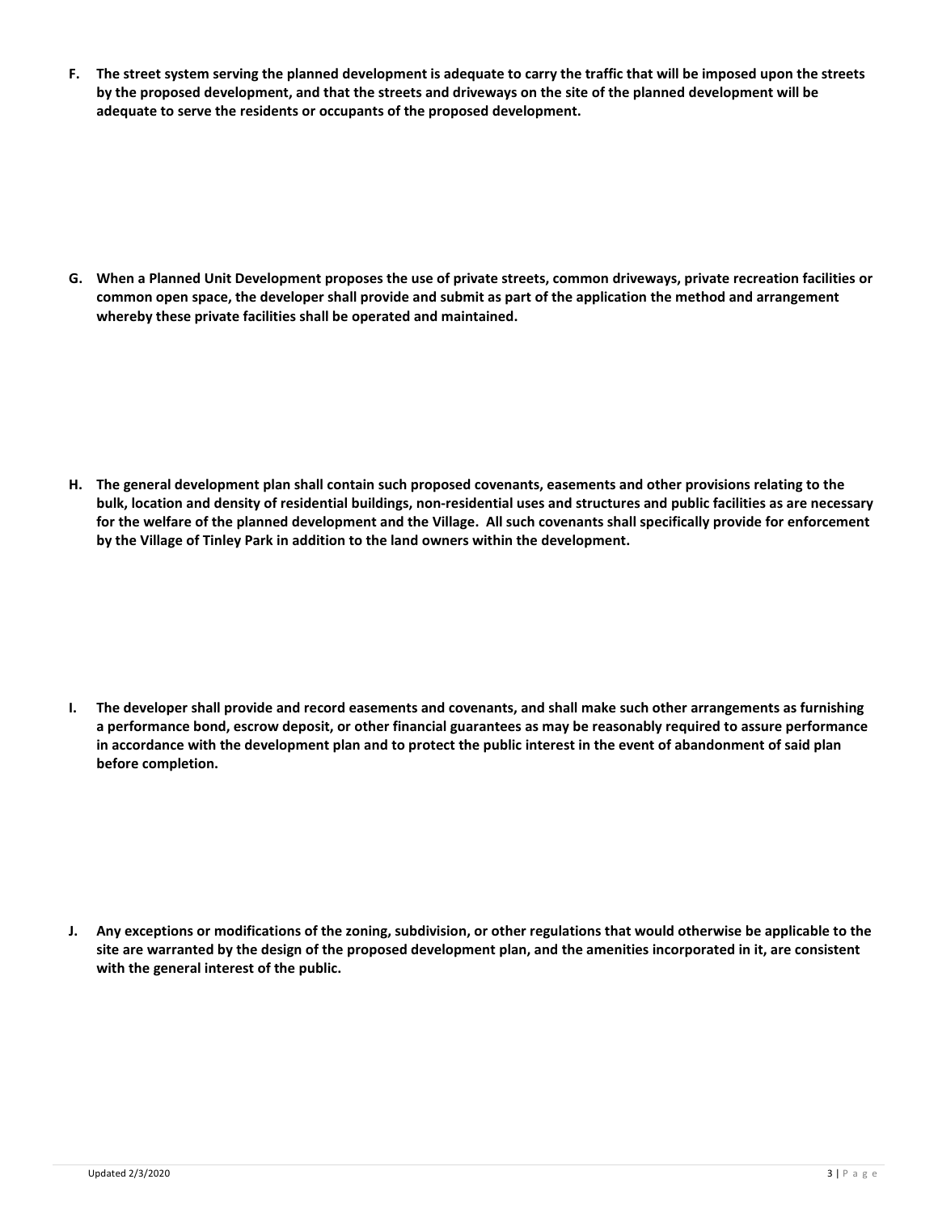**F. The street system serving the planned development is adequate to carry the traffic that will be imposed upon the streets by the proposed development, and that the streets and driveways on the site of the planned development will be adequate to serve the residents or occupants of the proposed development.**

**G. When a Planned Unit Development proposes the use of private streets, common driveways, private recreation facilities or common open space, the developer shall provide and submit as part of the application the method and arrangement whereby these private facilities shall be operated and maintained.**

**H. The general development plan shall contain such proposed covenants, easements and other provisions relating to the bulk, location and density of residential buildings, non-residential uses and structures and public facilities as are necessary for the welfare of the planned development and the Village. All such covenants shall specifically provide for enforcement by the Village of Tinley Park in addition to the land owners within the development.**

**I. The developer shall provide and record easements and covenants, and shall make such other arrangements as furnishing a performance bond, escrow deposit, or other financial guarantees as may be reasonably required to assure performance in accordance with the development plan and to protect the public interest in the event of abandonment of said plan before completion.**

**J. Any exceptions or modifications of the zoning, subdivision, or other regulations that would otherwise be applicable to the site are warranted by the design of the proposed development plan, and the amenities incorporated in it, are consistent with the general interest of the public.**